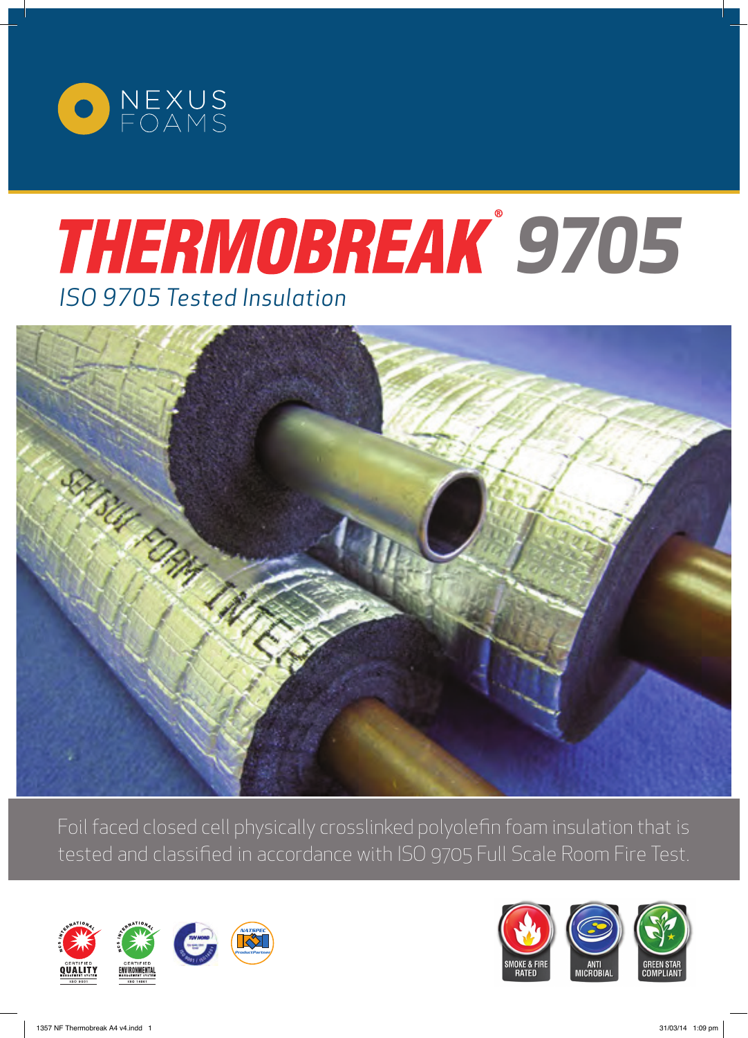NEXUS FOAMS

# THERMOBREAK® 9705

*ISO 9705 Tested Insulation*

Foil faced closed cell physically crosslinked polyolefin foam insulation that is tested and classified in accordance with ISO 9705 Full Scale Room Fire Test.

SMOKE & FIRE RATED

ANTI MICROBIAL

GREEN STAR COMPLIANT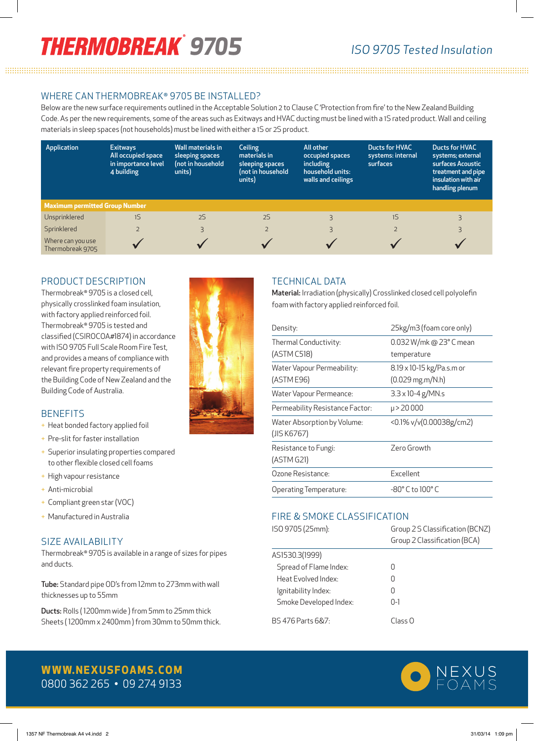# THERMOBREAK® 9705

*ISO 9705 Tested Insulation*

## WHERE CAN THERMOBREAK® 9705 BE INSTALLED?

Below are the new surface requirements outlined in the Acceptable Solution 2 to Clause C 'Protection from fire' to the New Zealand Building Code. As per the new requirements, some of the areas such as Exitways and HVAC ducting must be lined with a 1S rated product. Wall and ceiling materials in sleep spaces (not households) must be lined with either a 1S or 2S product.

| Application | Exitways All occupied space in importance level 4 building | Wall materials in sleeping spaces (not in household units) | Ceiling materials in sleeping spaces (not in household units) | All other occupied spaces including household units: walls and ceilings | Ducts for HVAC systems: internal surfaces | Ducts for HVAC systems; external surfaces Acoustic treatment and pipe insulation with air handling plenum |
|---|---|---|---|---|---|---|
| **Maximum permitted Group Number** | | | | | | |
| Unsprinklered | 1S | 2S | 2S | 3 | 1S | 3 |
| Sprinklered | 2 | 3 | 2 | 3 | 2 | 3 |
| Where can you use Thermobreak 9705 | ✓ | ✓ | ✓ | ✓ | ✓ | ✓ |

## PRODUCT DESCRIPTION

Thermobreak® 9705 is a closed cell, physically crosslinked foam insulation, with factory applied reinforced foil. Thermobreak® 9705 is tested and classified (CSIROCOA#1874) in accordance with ISO 9705 Full Scale Room Fire Test, and provides a means of compliance with relevant fire property requirements of the Building Code of New Zealand and the Building Code of Australia.

## BENEFITS

- Heat bonded factory applied foil
- Pre-slit for faster installation
- Superior insulating properties compared to other flexible closed cell foams
- High vapour resistance
- Anti-microbial
- Compliant green star (VOC)
- Manufactured in Australia

## SIZE AVAILABILITY

Thermobreak® 9705 is available in a range of sizes for pipes and ducts.

**Tube:** Standard pipe OD's from 12mm to 273mm with wall thicknesses up to 55mm

**Ducts:** Rolls ( 1200mm wide ) from 5mm to 25mm thick Sheets ( 1200mm x 2400mm ) from 30mm to 50mm thick.

## TECHNICAL DATA

**Material:** Irradiation (physically) Crosslinked closed cell polyolefin foam with factory applied reinforced foil.

| | |
|---|---|
| Density: | 25kg/m3 (foam core only) |
| Thermal Conductivity: (ASTM C518) | 0.032 W/mk @ 23° C mean temperature |
| Water Vapour Permeability: (ASTM E96) | 8.19 x 10-15 kg/Pa.s.m or (0.029 mg.m/N.h) |
| Water Vapour Permeance: | 3.3 x 10-4 g/MN.s |
| Permeability Resistance Factor: | µ > 20 000 |
| Water Absorption by Volume: (JIS K6767) | <0.1% v/v(0.00038g/cm2) |
| Resistance to Fungi: (ASTM G21) | Zero Growth |
| Ozone Resistance: | Excellent |
| Operating Temperature: | -80° C to 100° C |

## FIRE & SMOKE CLASSIFICATION

| | |
|---|---|
| ISO 9705 (25mm): | Group 2 S Classification (BCNZ) Group 2 Classification (BCA) |
| AS1530.3(1999) | |
| Spread of Flame Index: | 0 |
| Heat Evolved Index: | 0 |
| Ignitability Index: | 0 |
| Smoke Developed Index: | 0-1 |
| BS 476 Parts 6&7: | Class O |

**WWW.NEXUSFOAMS.COM**
0800 362 265 • 09 274 9133

NEXUS FOAMS